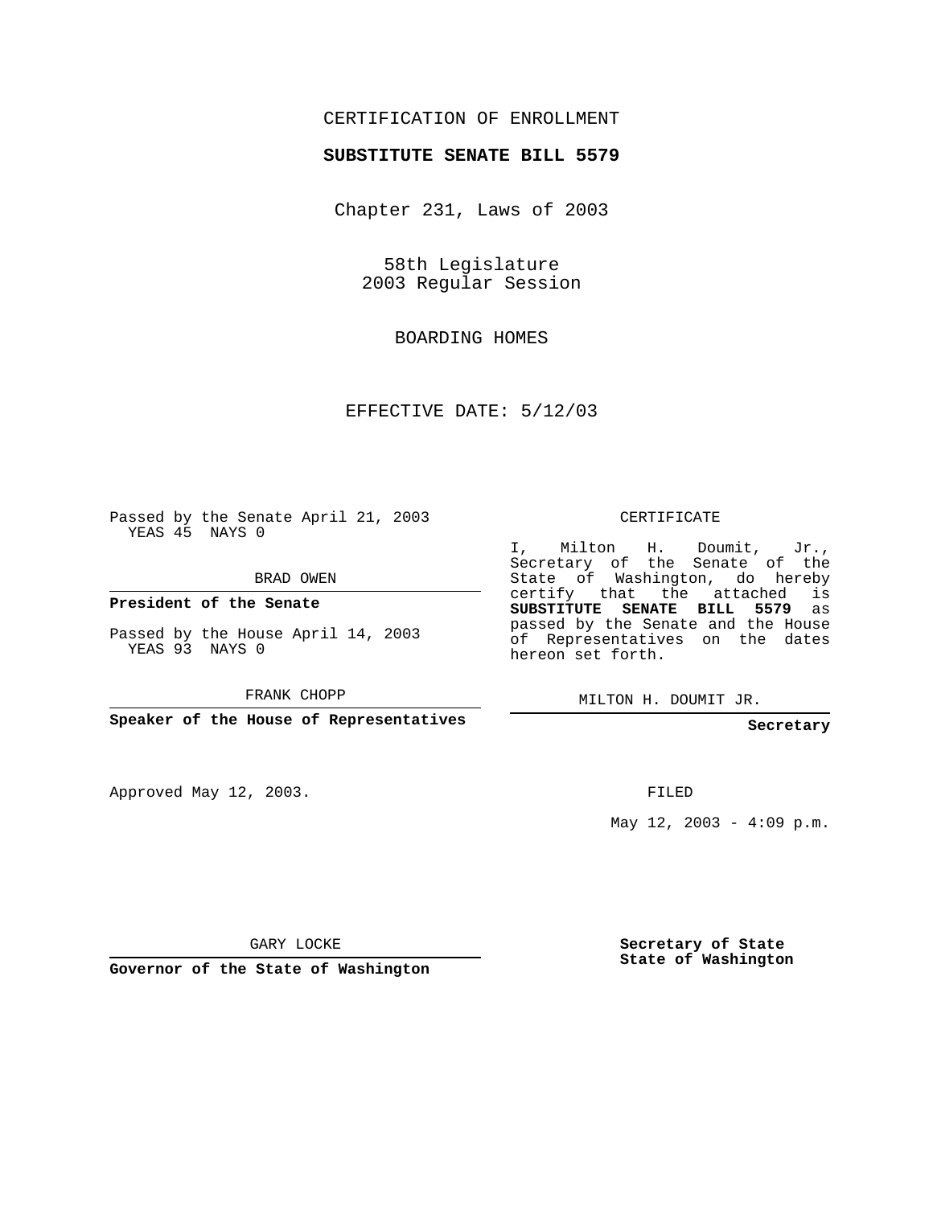CERTIFICATION OF ENROLLMENT

**SUBSTITUTE SENATE BILL 5579**

Chapter 231, Laws of 2003

58th Legislature
2003 Regular Session

BOARDING HOMES

EFFECTIVE DATE: 5/12/03

Passed by the Senate April 21, 2003
YEAS 45 NAYS 0

BRAD OWEN

**President of the Senate**

Passed by the House April 14, 2003
YEAS 93 NAYS 0

FRANK CHOPP

**Speaker of the House of Representatives**

Approved May 12, 2003.

GARY LOCKE

**Governor of the State of Washington**

CERTIFICATE

I, Milton H. Doumit, Jr., Secretary of the Senate of the State of Washington, do hereby certify that the attached is **SUBSTITUTE SENATE BILL 5579** as passed by the Senate and the House of Representatives on the dates hereon set forth.

MILTON H. DOUMIT JR.

**Secretary**

FILED

May 12, 2003 - 4:09 p.m.

**Secretary of State**
**State of Washington**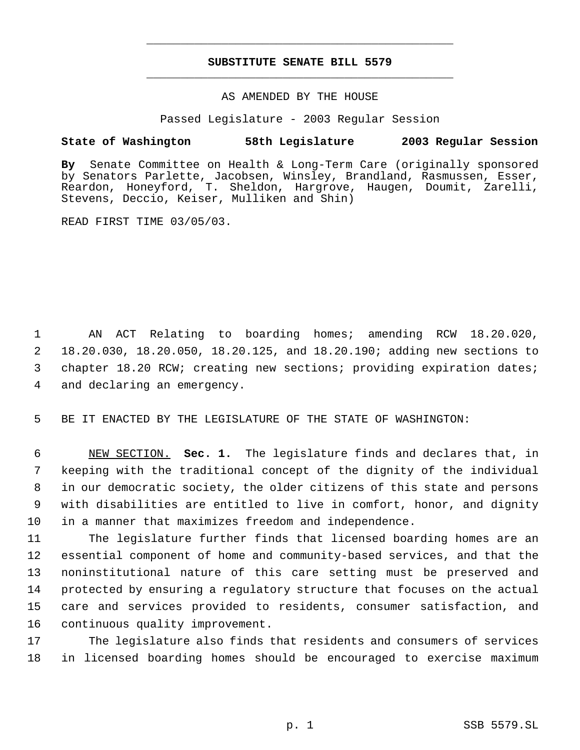# SUBSTITUTE SENATE BILL 5579

AS AMENDED BY THE HOUSE

Passed Legislature - 2003 Regular Session

**State of Washington 58th Legislature 2003 Regular Session**

**By** Senate Committee on Health & Long-Term Care (originally sponsored by Senators Parlette, Jacobsen, Winsley, Brandland, Rasmussen, Esser, Reardon, Honeyford, T. Sheldon, Hargrove, Haugen, Doumit, Zarelli, Stevens, Deccio, Keiser, Mulliken and Shin)

READ FIRST TIME 03/05/03.

AN ACT Relating to boarding homes; amending RCW 18.20.020, 18.20.030, 18.20.050, 18.20.125, and 18.20.190; adding new sections to chapter 18.20 RCW; creating new sections; providing expiration dates; and declaring an emergency.

BE IT ENACTED BY THE LEGISLATURE OF THE STATE OF WASHINGTON:

NEW SECTION. **Sec. 1.** The legislature finds and declares that, in keeping with the traditional concept of the dignity of the individual in our democratic society, the older citizens of this state and persons with disabilities are entitled to live in comfort, honor, and dignity in a manner that maximizes freedom and independence.

The legislature further finds that licensed boarding homes are an essential component of home and community-based services, and that the noninstitutional nature of this care setting must be preserved and protected by ensuring a regulatory structure that focuses on the actual care and services provided to residents, consumer satisfaction, and continuous quality improvement.

The legislature also finds that residents and consumers of services in licensed boarding homes should be encouraged to exercise maximum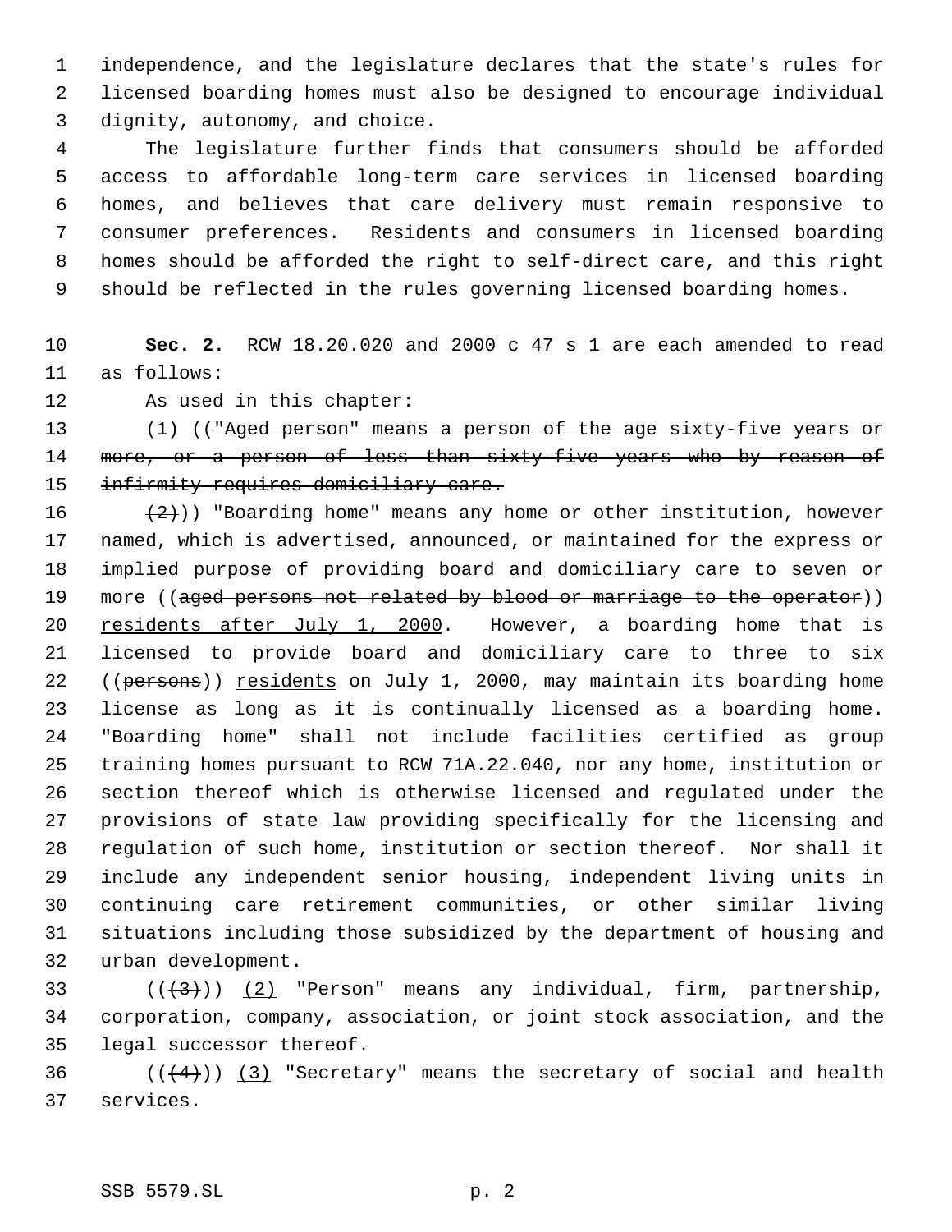independence, and the legislature declares that the state's rules for licensed boarding homes must also be designed to encourage individual dignity, autonomy, and choice.

The legislature further finds that consumers should be afforded access to affordable long-term care services in licensed boarding homes, and believes that care delivery must remain responsive to consumer preferences. Residents and consumers in licensed boarding homes should be afforded the right to self-direct care, and this right should be reflected in the rules governing licensed boarding homes.

**Sec. 2.** RCW 18.20.020 and 2000 c 47 s 1 are each amended to read as follows:

As used in this chapter:

(1) ((~~"Aged person" means a person of the age sixty-five years or more, or a person of less than sixty-five years who by reason of infirmity requires domiciliary care.~~

~~(2)~~)) "Boarding home" means any home or other institution, however named, which is advertised, announced, or maintained for the express or implied purpose of providing board and domiciliary care to seven or more ((~~aged persons not related by blood or marriage to the operator~~)) <u>residents after July 1, 2000</u>. However, a boarding home that is licensed to provide board and domiciliary care to three to six ((~~persons~~)) <u>residents</u> on July 1, 2000, may maintain its boarding home license as long as it is continually licensed as a boarding home. "Boarding home" shall not include facilities certified as group training homes pursuant to RCW 71A.22.040, nor any home, institution or section thereof which is otherwise licensed and regulated under the provisions of state law providing specifically for the licensing and regulation of such home, institution or section thereof. Nor shall it include any independent senior housing, independent living units in continuing care retirement communities, or other similar living situations including those subsidized by the department of housing and urban development.

((~~(3)~~)) <u>(2)</u> "Person" means any individual, firm, partnership, corporation, company, association, or joint stock association, and the legal successor thereof.

((~~(4)~~)) <u>(3)</u> "Secretary" means the secretary of social and health services.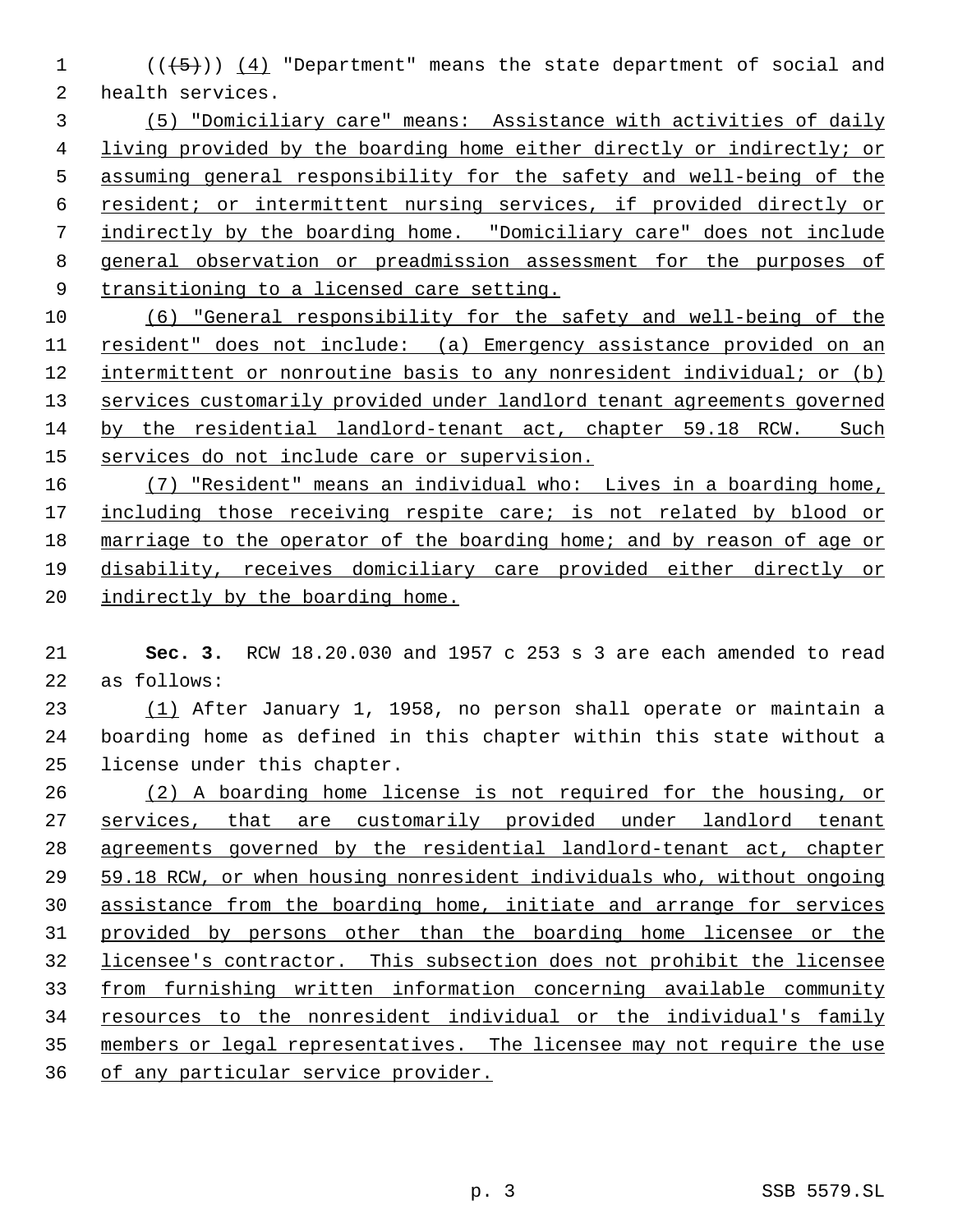((~~(5)~~)) <u>(4)</u> "Department" means the state department of social and health services.

<u>(5) "Domiciliary care" means: Assistance with activities of daily living provided by the boarding home either directly or indirectly; or assuming general responsibility for the safety and well-being of the resident; or intermittent nursing services, if provided directly or indirectly by the boarding home. "Domiciliary care" does not include general observation or preadmission assessment for the purposes of transitioning to a licensed care setting.</u>

<u>(6) "General responsibility for the safety and well-being of the resident" does not include: (a) Emergency assistance provided on an intermittent or nonroutine basis to any nonresident individual; or (b) services customarily provided under landlord tenant agreements governed by the residential landlord-tenant act, chapter 59.18 RCW. Such services do not include care or supervision.</u>

<u>(7) "Resident" means an individual who: Lives in a boarding home, including those receiving respite care; is not related by blood or marriage to the operator of the boarding home; and by reason of age or disability, receives domiciliary care provided either directly or indirectly by the boarding home.</u>

**Sec. 3.** RCW 18.20.030 and 1957 c 253 s 3 are each amended to read as follows:

<u>(1)</u> After January 1, 1958, no person shall operate or maintain a boarding home as defined in this chapter within this state without a license under this chapter.

<u>(2) A boarding home license is not required for the housing, or services, that are customarily provided under landlord tenant agreements governed by the residential landlord-tenant act, chapter 59.18 RCW, or when housing nonresident individuals who, without ongoing assistance from the boarding home, initiate and arrange for services provided by persons other than the boarding home licensee or the licensee's contractor. This subsection does not prohibit the licensee from furnishing written information concerning available community resources to the nonresident individual or the individual's family members or legal representatives. The licensee may not require the use of any particular service provider.</u>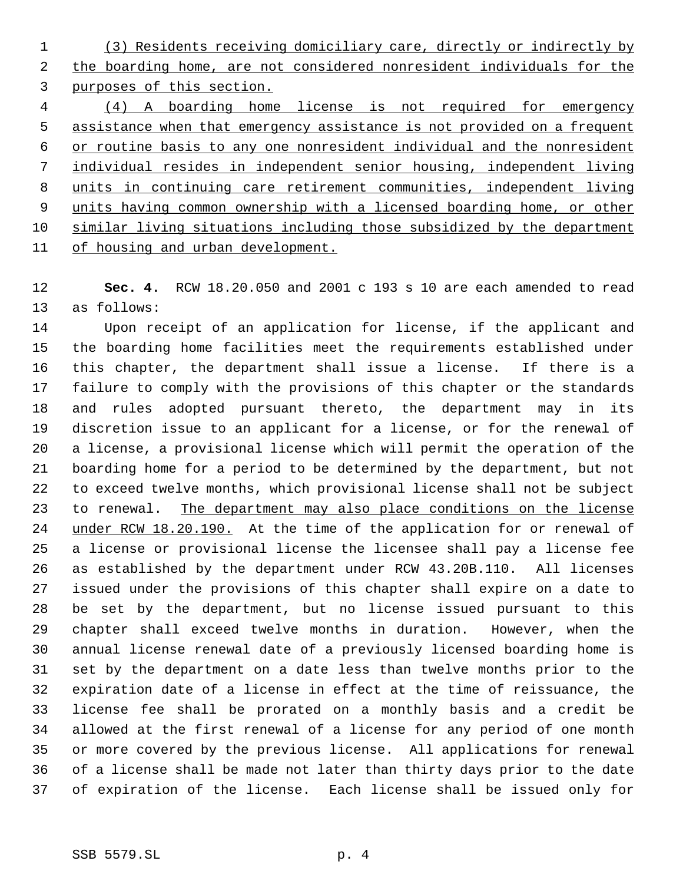(3) Residents receiving domiciliary care, directly or indirectly by the boarding home, are not considered nonresident individuals for the purposes of this section.

(4) A boarding home license is not required for emergency assistance when that emergency assistance is not provided on a frequent or routine basis to any one nonresident individual and the nonresident individual resides in independent senior housing, independent living units in continuing care retirement communities, independent living units having common ownership with a licensed boarding home, or other similar living situations including those subsidized by the department of housing and urban development.

**Sec. 4.** RCW 18.20.050 and 2001 c 193 s 10 are each amended to read as follows:

Upon receipt of an application for license, if the applicant and the boarding home facilities meet the requirements established under this chapter, the department shall issue a license. If there is a failure to comply with the provisions of this chapter or the standards and rules adopted pursuant thereto, the department may in its discretion issue to an applicant for a license, or for the renewal of a license, a provisional license which will permit the operation of the boarding home for a period to be determined by the department, but not to exceed twelve months, which provisional license shall not be subject to renewal. The department may also place conditions on the license under RCW 18.20.190. At the time of the application for or renewal of a license or provisional license the licensee shall pay a license fee as established by the department under RCW 43.20B.110. All licenses issued under the provisions of this chapter shall expire on a date to be set by the department, but no license issued pursuant to this chapter shall exceed twelve months in duration. However, when the annual license renewal date of a previously licensed boarding home is set by the department on a date less than twelve months prior to the expiration date of a license in effect at the time of reissuance, the license fee shall be prorated on a monthly basis and a credit be allowed at the first renewal of a license for any period of one month or more covered by the previous license. All applications for renewal of a license shall be made not later than thirty days prior to the date of expiration of the license. Each license shall be issued only for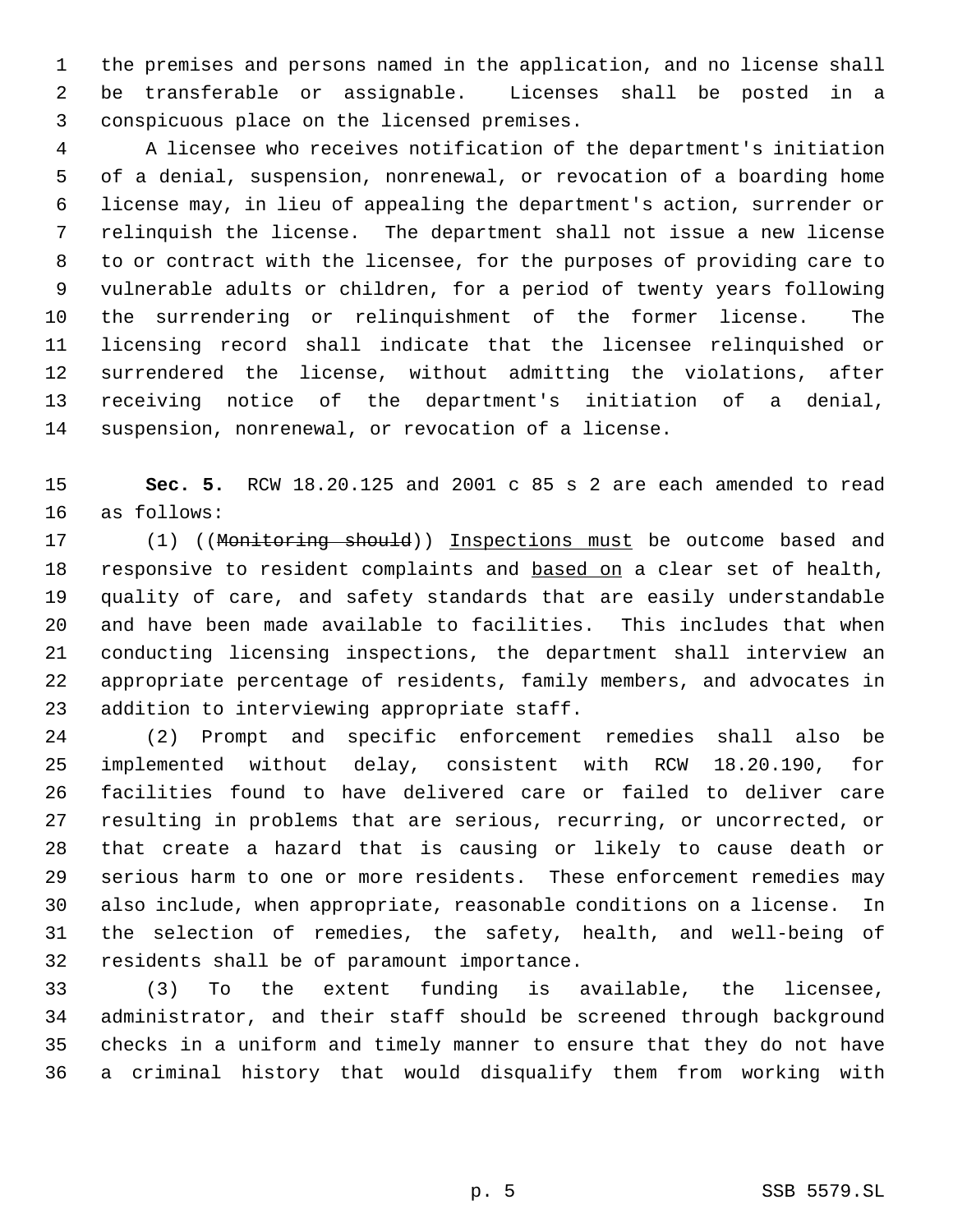the premises and persons named in the application, and no license shall be transferable or assignable. Licenses shall be posted in a conspicuous place on the licensed premises.

A licensee who receives notification of the department's initiation of a denial, suspension, nonrenewal, or revocation of a boarding home license may, in lieu of appealing the department's action, surrender or relinquish the license. The department shall not issue a new license to or contract with the licensee, for the purposes of providing care to vulnerable adults or children, for a period of twenty years following the surrendering or relinquishment of the former license. The licensing record shall indicate that the licensee relinquished or surrendered the license, without admitting the violations, after receiving notice of the department's initiation of a denial, suspension, nonrenewal, or revocation of a license.

**Sec. 5.** RCW 18.20.125 and 2001 c 85 s 2 are each amended to read as follows:

(1) ((~~Monitoring should~~)) <u>Inspections must</u> be outcome based and responsive to resident complaints and <u>based on</u> a clear set of health, quality of care, and safety standards that are easily understandable and have been made available to facilities. This includes that when conducting licensing inspections, the department shall interview an appropriate percentage of residents, family members, and advocates in addition to interviewing appropriate staff.

(2) Prompt and specific enforcement remedies shall also be implemented without delay, consistent with RCW 18.20.190, for facilities found to have delivered care or failed to deliver care resulting in problems that are serious, recurring, or uncorrected, or that create a hazard that is causing or likely to cause death or serious harm to one or more residents. These enforcement remedies may also include, when appropriate, reasonable conditions on a license. In the selection of remedies, the safety, health, and well-being of residents shall be of paramount importance.

(3) To the extent funding is available, the licensee, administrator, and their staff should be screened through background checks in a uniform and timely manner to ensure that they do not have a criminal history that would disqualify them from working with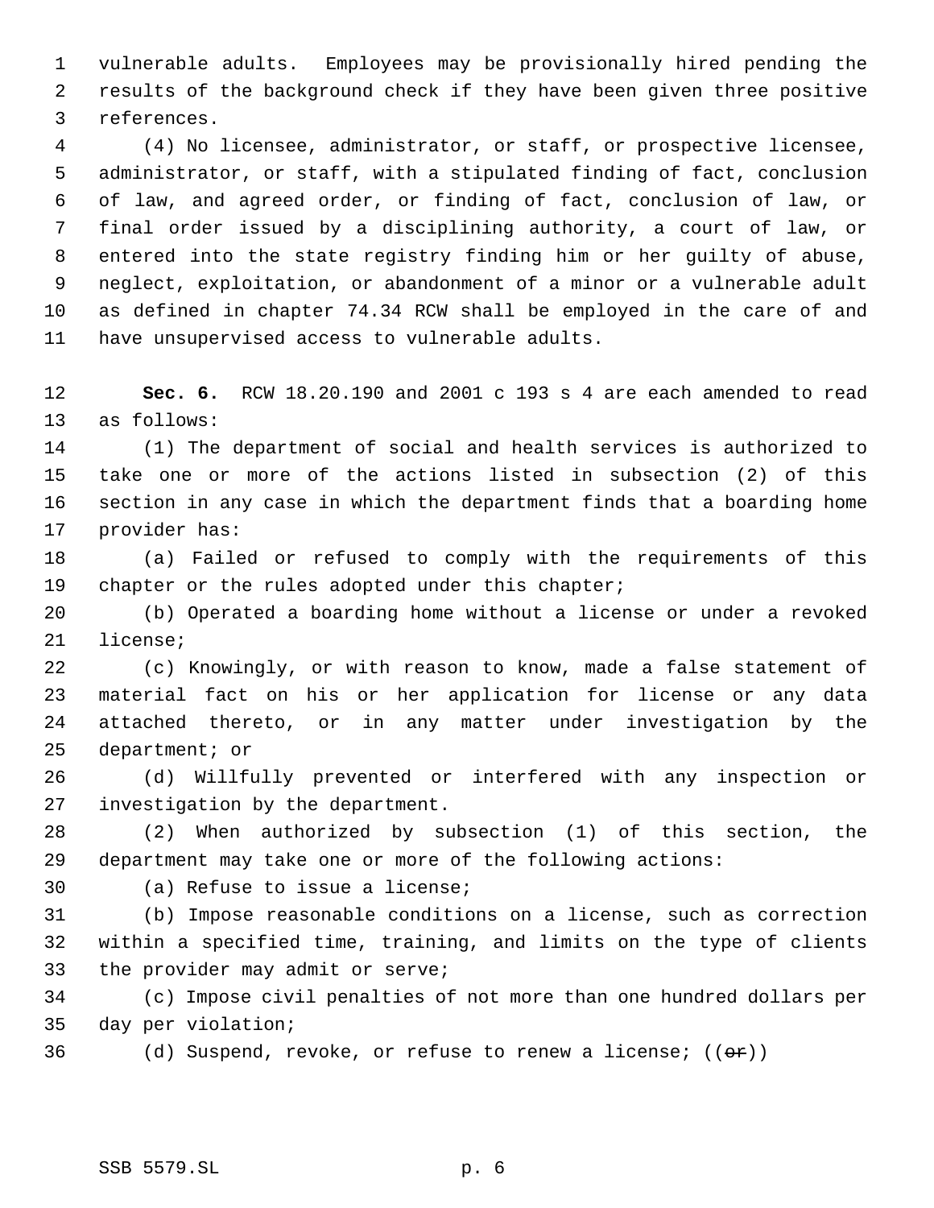vulnerable adults. Employees may be provisionally hired pending the results of the background check if they have been given three positive references.

(4) No licensee, administrator, or staff, or prospective licensee, administrator, or staff, with a stipulated finding of fact, conclusion of law, and agreed order, or finding of fact, conclusion of law, or final order issued by a disciplining authority, a court of law, or entered into the state registry finding him or her guilty of abuse, neglect, exploitation, or abandonment of a minor or a vulnerable adult as defined in chapter 74.34 RCW shall be employed in the care of and have unsupervised access to vulnerable adults.

**Sec. 6.** RCW 18.20.190 and 2001 c 193 s 4 are each amended to read as follows:

(1) The department of social and health services is authorized to take one or more of the actions listed in subsection (2) of this section in any case in which the department finds that a boarding home provider has:

(a) Failed or refused to comply with the requirements of this chapter or the rules adopted under this chapter;

(b) Operated a boarding home without a license or under a revoked license;

(c) Knowingly, or with reason to know, made a false statement of material fact on his or her application for license or any data attached thereto, or in any matter under investigation by the department; or

(d) Willfully prevented or interfered with any inspection or investigation by the department.

(2) When authorized by subsection (1) of this section, the department may take one or more of the following actions:

(a) Refuse to issue a license;

(b) Impose reasonable conditions on a license, such as correction within a specified time, training, and limits on the type of clients the provider may admit or serve;

(c) Impose civil penalties of not more than one hundred dollars per day per violation;

(d) Suspend, revoke, or refuse to renew a license; ((~~or~~))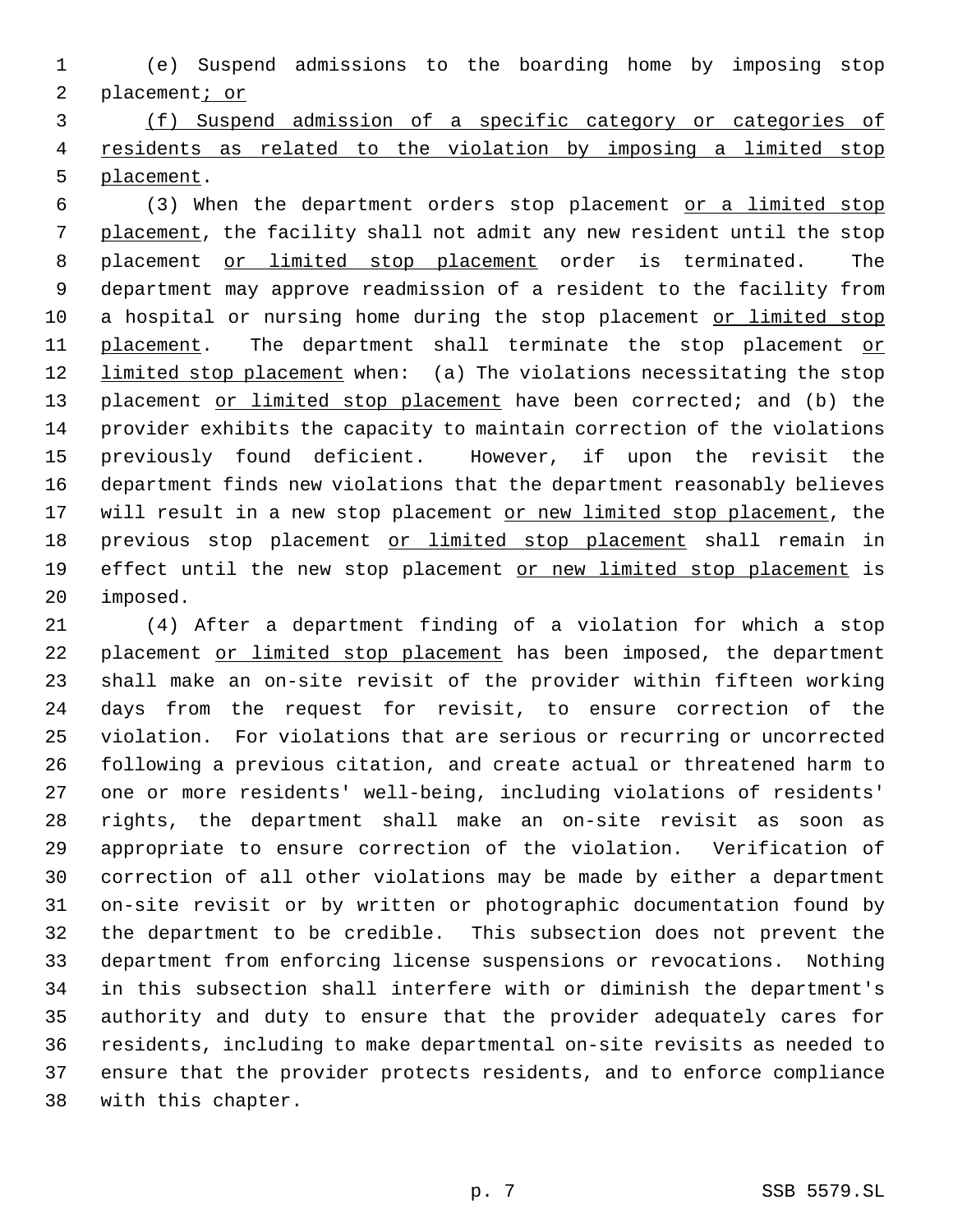(e) Suspend admissions to the boarding home by imposing stop placement; or

(f) Suspend admission of a specific category or categories of residents as related to the violation by imposing a limited stop placement.

(3) When the department orders stop placement or a limited stop placement, the facility shall not admit any new resident until the stop placement or limited stop placement order is terminated. The department may approve readmission of a resident to the facility from a hospital or nursing home during the stop placement or limited stop placement. The department shall terminate the stop placement or limited stop placement when: (a) The violations necessitating the stop placement or limited stop placement have been corrected; and (b) the provider exhibits the capacity to maintain correction of the violations previously found deficient. However, if upon the revisit the department finds new violations that the department reasonably believes will result in a new stop placement or new limited stop placement, the previous stop placement or limited stop placement shall remain in effect until the new stop placement or new limited stop placement is imposed.

(4) After a department finding of a violation for which a stop placement or limited stop placement has been imposed, the department shall make an on-site revisit of the provider within fifteen working days from the request for revisit, to ensure correction of the violation. For violations that are serious or recurring or uncorrected following a previous citation, and create actual or threatened harm to one or more residents' well-being, including violations of residents' rights, the department shall make an on-site revisit as soon as appropriate to ensure correction of the violation. Verification of correction of all other violations may be made by either a department on-site revisit or by written or photographic documentation found by the department to be credible. This subsection does not prevent the department from enforcing license suspensions or revocations. Nothing in this subsection shall interfere with or diminish the department's authority and duty to ensure that the provider adequately cares for residents, including to make departmental on-site revisits as needed to ensure that the provider protects residents, and to enforce compliance with this chapter.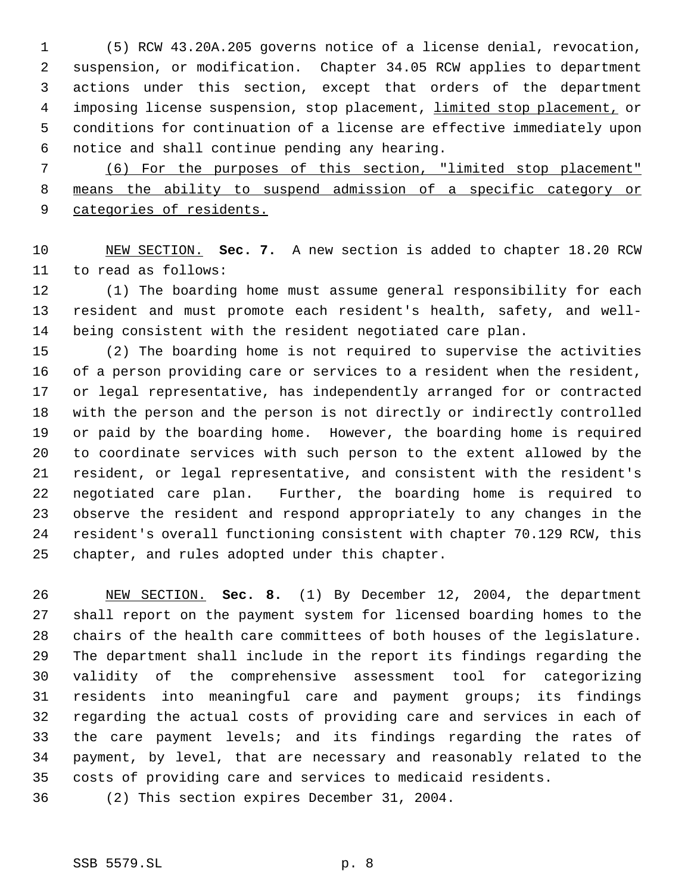(5) RCW 43.20A.205 governs notice of a license denial, revocation, suspension, or modification. Chapter 34.05 RCW applies to department actions under this section, except that orders of the department imposing license suspension, stop placement, limited stop placement, or conditions for continuation of a license are effective immediately upon notice and shall continue pending any hearing.

(6) For the purposes of this section, "limited stop placement" means the ability to suspend admission of a specific category or categories of residents.

NEW SECTION. **Sec. 7.** A new section is added to chapter 18.20 RCW to read as follows:

(1) The boarding home must assume general responsibility for each resident and must promote each resident's health, safety, and well-being consistent with the resident negotiated care plan.

(2) The boarding home is not required to supervise the activities of a person providing care or services to a resident when the resident, or legal representative, has independently arranged for or contracted with the person and the person is not directly or indirectly controlled or paid by the boarding home. However, the boarding home is required to coordinate services with such person to the extent allowed by the resident, or legal representative, and consistent with the resident's negotiated care plan. Further, the boarding home is required to observe the resident and respond appropriately to any changes in the resident's overall functioning consistent with chapter 70.129 RCW, this chapter, and rules adopted under this chapter.

NEW SECTION. **Sec. 8.** (1) By December 12, 2004, the department shall report on the payment system for licensed boarding homes to the chairs of the health care committees of both houses of the legislature. The department shall include in the report its findings regarding the validity of the comprehensive assessment tool for categorizing residents into meaningful care and payment groups; its findings regarding the actual costs of providing care and services in each of the care payment levels; and its findings regarding the rates of payment, by level, that are necessary and reasonably related to the costs of providing care and services to medicaid residents.

(2) This section expires December 31, 2004.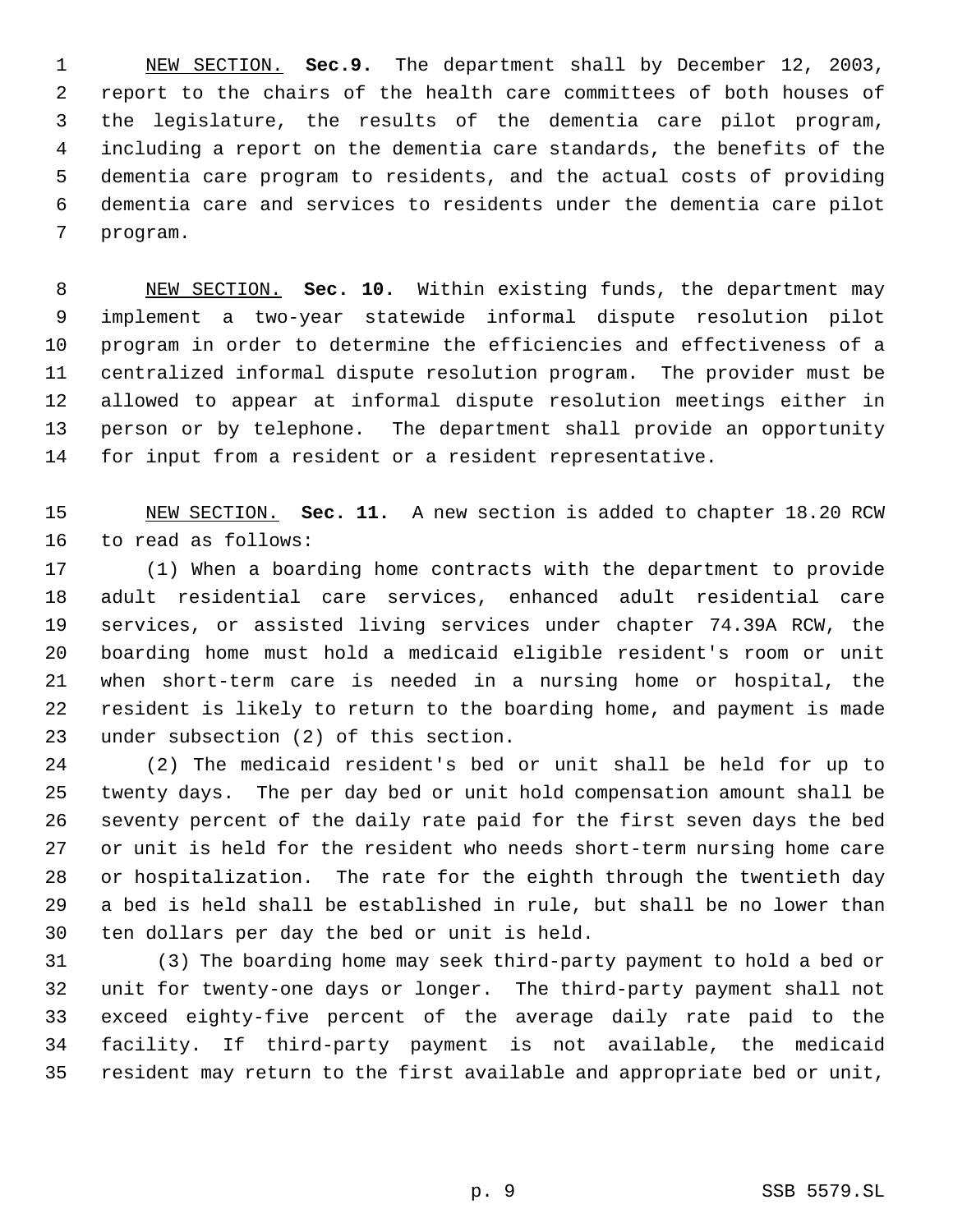NEW SECTION. **Sec.9.** The department shall by December 12, 2003, report to the chairs of the health care committees of both houses of the legislature, the results of the dementia care pilot program, including a report on the dementia care standards, the benefits of the dementia care program to residents, and the actual costs of providing dementia care and services to residents under the dementia care pilot program.

NEW SECTION. **Sec. 10.** Within existing funds, the department may implement a two-year statewide informal dispute resolution pilot program in order to determine the efficiencies and effectiveness of a centralized informal dispute resolution program. The provider must be allowed to appear at informal dispute resolution meetings either in person or by telephone. The department shall provide an opportunity for input from a resident or a resident representative.

NEW SECTION. **Sec. 11.** A new section is added to chapter 18.20 RCW to read as follows:

(1) When a boarding home contracts with the department to provide adult residential care services, enhanced adult residential care services, or assisted living services under chapter 74.39A RCW, the boarding home must hold a medicaid eligible resident's room or unit when short-term care is needed in a nursing home or hospital, the resident is likely to return to the boarding home, and payment is made under subsection (2) of this section.

(2) The medicaid resident's bed or unit shall be held for up to twenty days. The per day bed or unit hold compensation amount shall be seventy percent of the daily rate paid for the first seven days the bed or unit is held for the resident who needs short-term nursing home care or hospitalization. The rate for the eighth through the twentieth day a bed is held shall be established in rule, but shall be no lower than ten dollars per day the bed or unit is held.

(3) The boarding home may seek third-party payment to hold a bed or unit for twenty-one days or longer. The third-party payment shall not exceed eighty-five percent of the average daily rate paid to the facility. If third-party payment is not available, the medicaid resident may return to the first available and appropriate bed or unit,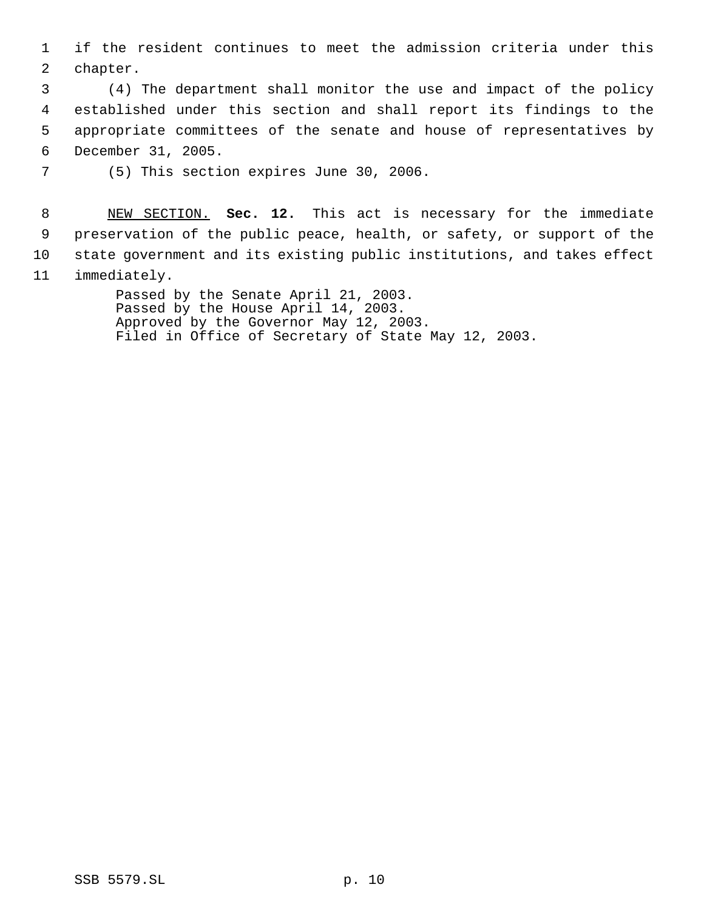if the resident continues to meet the admission criteria under this chapter.

(4) The department shall monitor the use and impact of the policy established under this section and shall report its findings to the appropriate committees of the senate and house of representatives by December 31, 2005.

(5) This section expires June 30, 2006.

NEW SECTION. **Sec. 12.** This act is necessary for the immediate preservation of the public peace, health, or safety, or support of the state government and its existing public institutions, and takes effect immediately.

Passed by the Senate April 21, 2003.
Passed by the House April 14, 2003.
Approved by the Governor May 12, 2003.
Filed in Office of Secretary of State May 12, 2003.